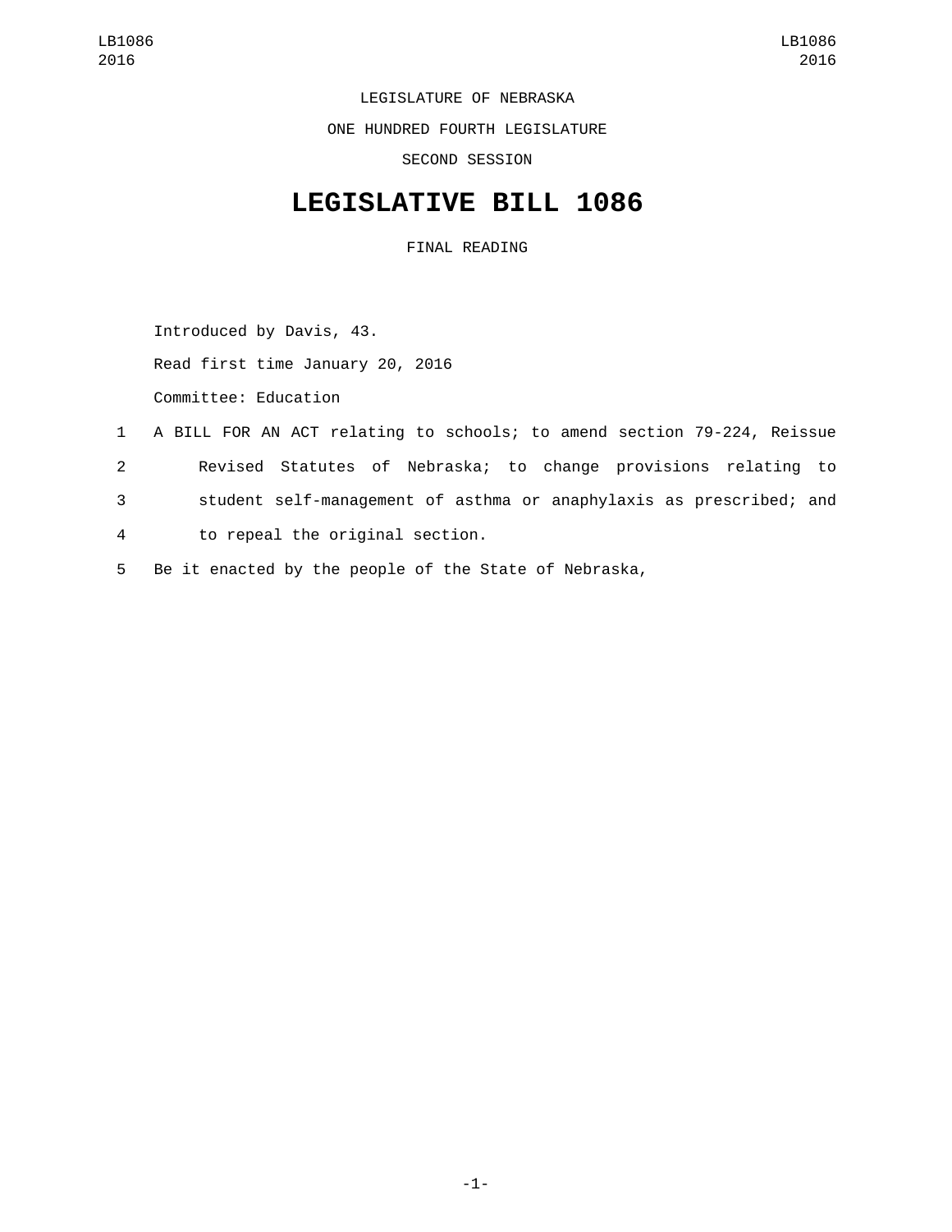LEGISLATURE OF NEBRASKA

ONE HUNDRED FOURTH LEGISLATURE

SECOND SESSION

# LEGISLATIVE BILL 1086

FINAL READING

Introduced by Davis, 43.

Read first time January 20, 2016

Committee: Education

1 A BILL FOR AN ACT relating to schools; to amend section 79-224, Reissue
2 Revised Statutes of Nebraska; to change provisions relating to
3 student self-management of asthma or anaphylaxis as prescribed; and
4 to repeal the original section.

5 Be it enacted by the people of the State of Nebraska,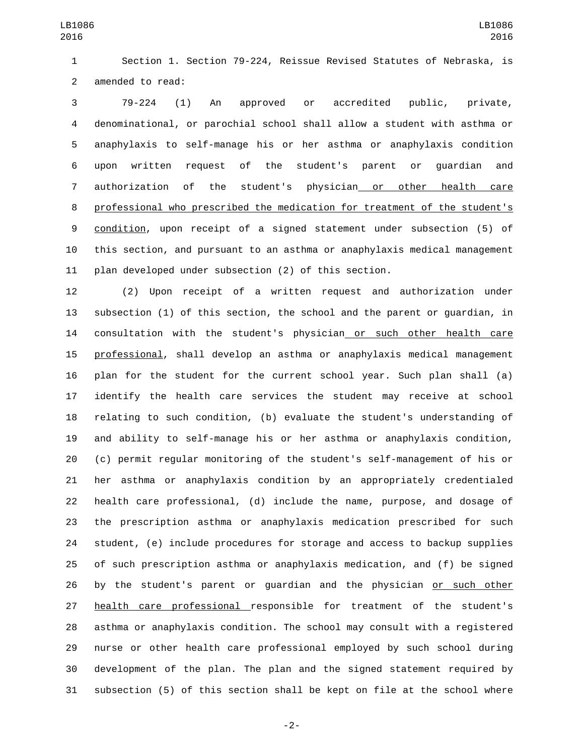Section 1. Section 79-224, Reissue Revised Statutes of Nebraska, is amended to read:

79-224 (1) An approved or accredited public, private, denominational, or parochial school shall allow a student with asthma or anaphylaxis to self-manage his or her asthma or anaphylaxis condition upon written request of the student's parent or guardian and authorization of the student's physician or other health care professional who prescribed the medication for treatment of the student's condition, upon receipt of a signed statement under subsection (5) of this section, and pursuant to an asthma or anaphylaxis medical management plan developed under subsection (2) of this section.

(2) Upon receipt of a written request and authorization under subsection (1) of this section, the school and the parent or guardian, in consultation with the student's physician or such other health care professional, shall develop an asthma or anaphylaxis medical management plan for the student for the current school year. Such plan shall (a) identify the health care services the student may receive at school relating to such condition, (b) evaluate the student's understanding of and ability to self-manage his or her asthma or anaphylaxis condition, (c) permit regular monitoring of the student's self-management of his or her asthma or anaphylaxis condition by an appropriately credentialed health care professional, (d) include the name, purpose, and dosage of the prescription asthma or anaphylaxis medication prescribed for such student, (e) include procedures for storage and access to backup supplies of such prescription asthma or anaphylaxis medication, and (f) be signed by the student's parent or guardian and the physician or such other health care professional responsible for treatment of the student's asthma or anaphylaxis condition. The school may consult with a registered nurse or other health care professional employed by such school during development of the plan. The plan and the signed statement required by subsection (5) of this section shall be kept on file at the school where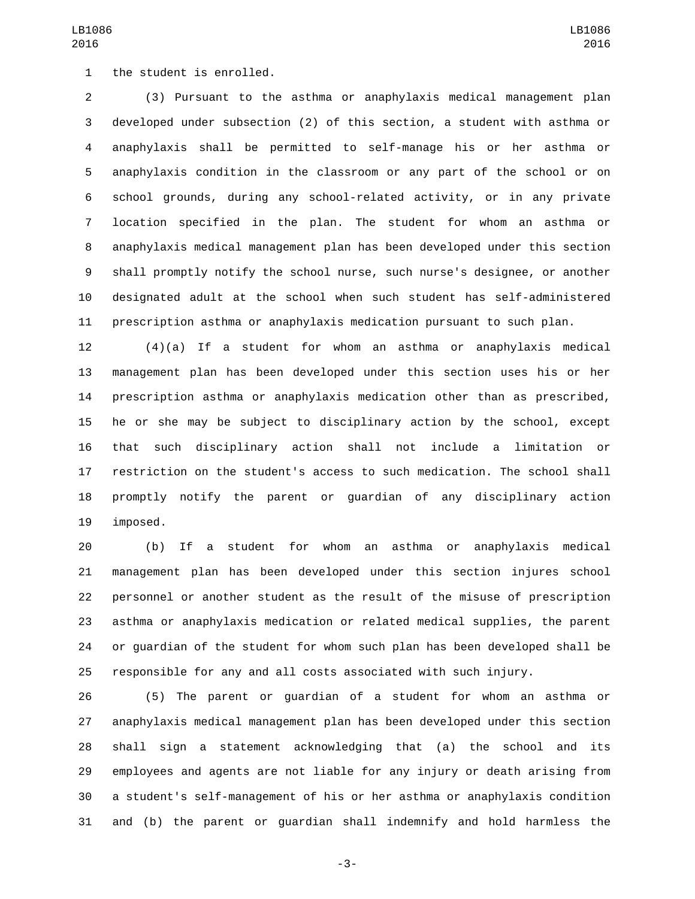the student is enrolled.

(3) Pursuant to the asthma or anaphylaxis medical management plan developed under subsection (2) of this section, a student with asthma or anaphylaxis shall be permitted to self-manage his or her asthma or anaphylaxis condition in the classroom or any part of the school or on school grounds, during any school-related activity, or in any private location specified in the plan. The student for whom an asthma or anaphylaxis medical management plan has been developed under this section shall promptly notify the school nurse, such nurse's designee, or another designated adult at the school when such student has self-administered prescription asthma or anaphylaxis medication pursuant to such plan.

(4)(a) If a student for whom an asthma or anaphylaxis medical management plan has been developed under this section uses his or her prescription asthma or anaphylaxis medication other than as prescribed, he or she may be subject to disciplinary action by the school, except that such disciplinary action shall not include a limitation or restriction on the student's access to such medication. The school shall promptly notify the parent or guardian of any disciplinary action imposed.

(b) If a student for whom an asthma or anaphylaxis medical management plan has been developed under this section injures school personnel or another student as the result of the misuse of prescription asthma or anaphylaxis medication or related medical supplies, the parent or guardian of the student for whom such plan has been developed shall be responsible for any and all costs associated with such injury.

(5) The parent or guardian of a student for whom an asthma or anaphylaxis medical management plan has been developed under this section shall sign a statement acknowledging that (a) the school and its employees and agents are not liable for any injury or death arising from a student's self-management of his or her asthma or anaphylaxis condition and (b) the parent or guardian shall indemnify and hold harmless the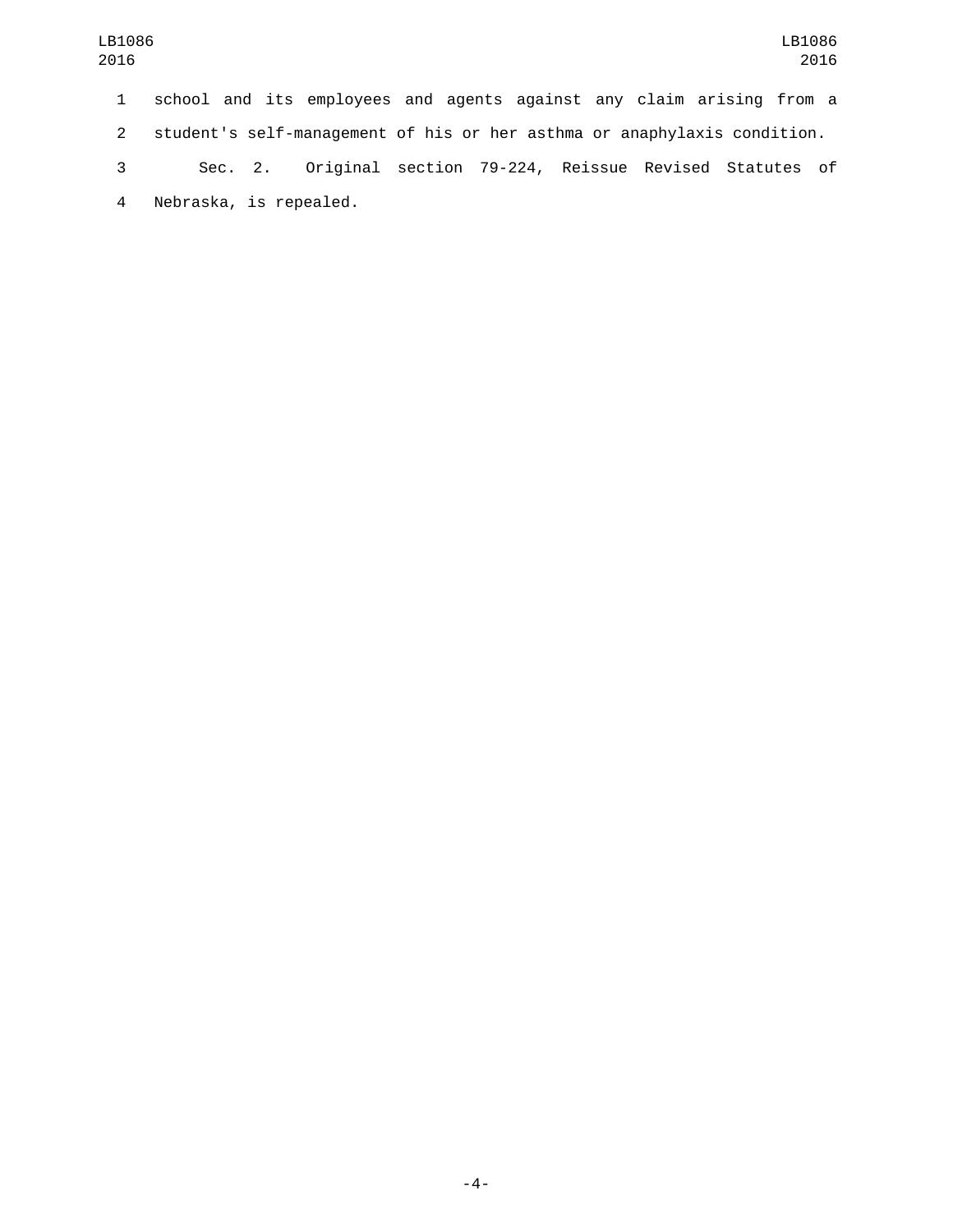school and its employees and agents against any claim arising from a student's self-management of his or her asthma or anaphylaxis condition.

Sec. 2. Original section 79-224, Reissue Revised Statutes of Nebraska, is repealed.